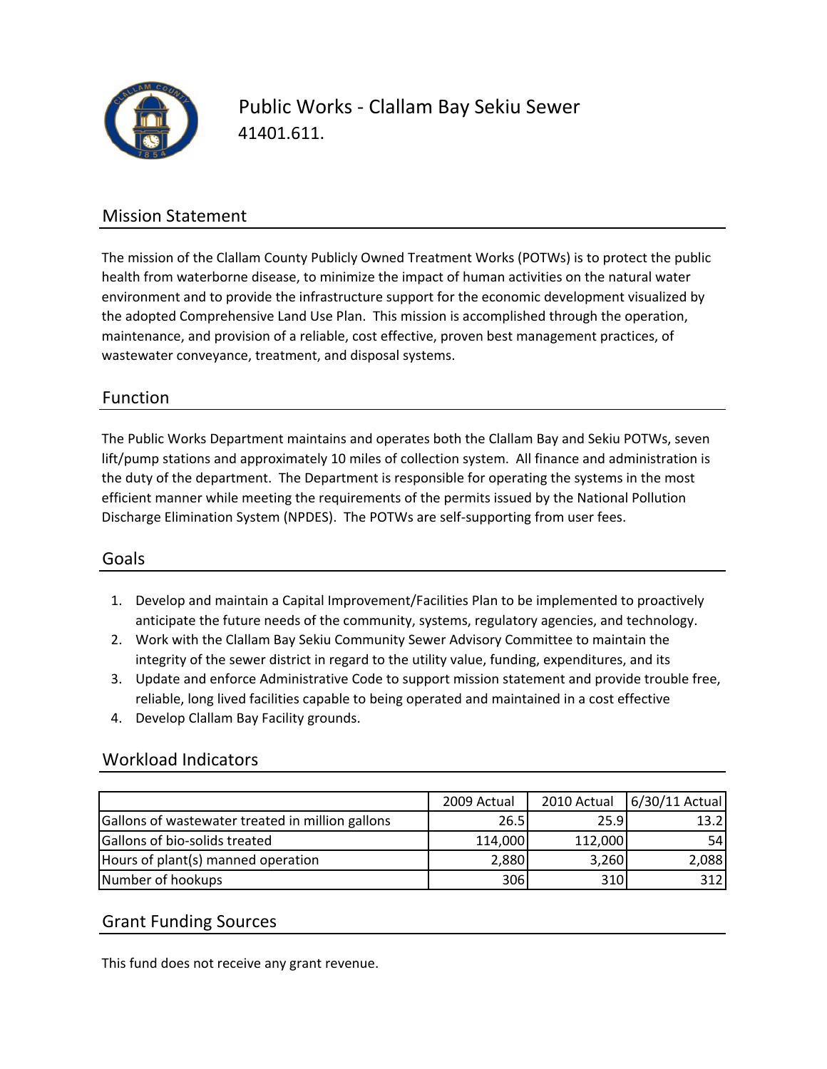# Public Works - Clallam Bay Sekiu Sewer

41401.611.

## Mission Statement

The mission of the Clallam County Publicly Owned Treatment Works (POTWs) is to protect the public health from waterborne disease, to minimize the impact of human activities on the natural water environment and to provide the infrastructure support for the economic development visualized by the adopted Comprehensive Land Use Plan. This mission is accomplished through the operation, maintenance, and provision of a reliable, cost effective, proven best management practices, of wastewater conveyance, treatment, and disposal systems.

## Function

The Public Works Department maintains and operates both the Clallam Bay and Sekiu POTWs, seven lift/pump stations and approximately 10 miles of collection system. All finance and administration is the duty of the department. The Department is responsible for operating the systems in the most efficient manner while meeting the requirements of the permits issued by the National Pollution Discharge Elimination System (NPDES). The POTWs are self-supporting from user fees.

## Goals

1. Develop and maintain a Capital Improvement/Facilities Plan to be implemented to proactively anticipate the future needs of the community, systems, regulatory agencies, and technology.
2. Work with the Clallam Bay Sekiu Community Sewer Advisory Committee to maintain the integrity of the sewer district in regard to the utility value, funding, expenditures, and its
3. Update and enforce Administrative Code to support mission statement and provide trouble free, reliable, long lived facilities capable to being operated and maintained in a cost effective
4. Develop Clallam Bay Facility grounds.

## Workload Indicators

| | 2009 Actual | 2010 Actual | 6/30/11 Actual |
|---|---|---|---|
| Gallons of wastewater treated in million gallons | 26.5 | 25.9 | 13.2 |
| Gallons of bio-solids treated | 114,000 | 112,000 | 54 |
| Hours of plant(s) manned operation | 2,880 | 3,260 | 2,088 |
| Number of hookups | 306 | 310 | 312 |

## Grant Funding Sources

This fund does not receive any grant revenue.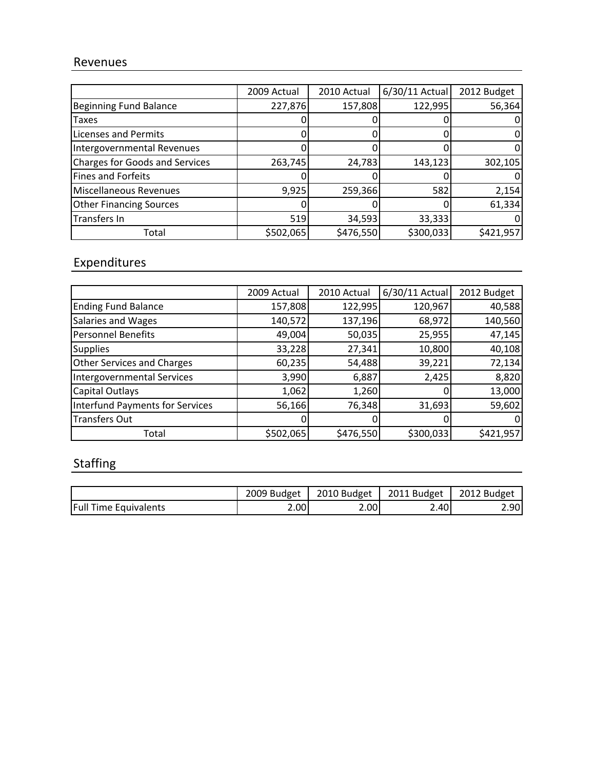## Revenues

| | 2009 Actual | 2010 Actual | 6/30/11 Actual | 2012 Budget |
|---|---|---|---|---|
| Beginning Fund Balance | 227,876 | 157,808 | 122,995 | 56,364 |
| Taxes | 0 | 0 | 0 | 0 |
| Licenses and Permits | 0 | 0 | 0 | 0 |
| Intergovernmental Revenues | 0 | 0 | 0 | 0 |
| Charges for Goods and Services | 263,745 | 24,783 | 143,123 | 302,105 |
| Fines and Forfeits | 0 | 0 | 0 | 0 |
| Miscellaneous Revenues | 9,925 | 259,366 | 582 | 2,154 |
| Other Financing Sources | 0 | 0 | 0 | 61,334 |
| Transfers In | 519 | 34,593 | 33,333 | 0 |
| Total | $502,065 | $476,550 | $300,033 | $421,957 |

## Expenditures

| | 2009 Actual | 2010 Actual | 6/30/11 Actual | 2012 Budget |
|---|---|---|---|---|
| Ending Fund Balance | 157,808 | 122,995 | 120,967 | 40,588 |
| Salaries and Wages | 140,572 | 137,196 | 68,972 | 140,560 |
| Personnel Benefits | 49,004 | 50,035 | 25,955 | 47,145 |
| Supplies | 33,228 | 27,341 | 10,800 | 40,108 |
| Other Services and Charges | 60,235 | 54,488 | 39,221 | 72,134 |
| Intergovernmental Services | 3,990 | 6,887 | 2,425 | 8,820 |
| Capital Outlays | 1,062 | 1,260 | 0 | 13,000 |
| Interfund Payments for Services | 56,166 | 76,348 | 31,693 | 59,602 |
| Transfers Out | 0 | 0 | 0 | 0 |
| Total | $502,065 | $476,550 | $300,033 | $421,957 |

## Staffing

| | 2009 Budget | 2010 Budget | 2011 Budget | 2012 Budget |
|---|---|---|---|---|
| Full Time Equivalents | 2.00 | 2.00 | 2.40 | 2.90 |